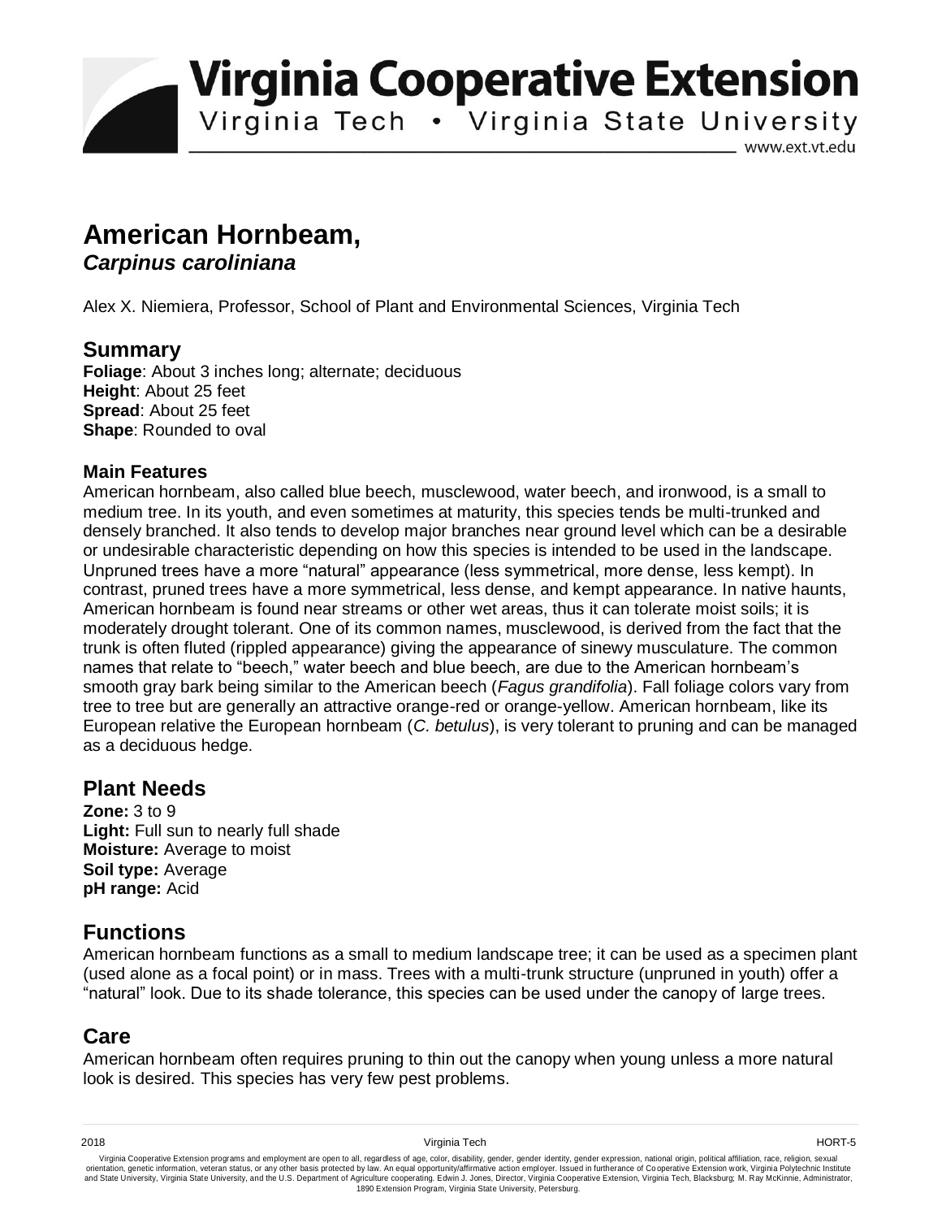# Virginia Cooperative Extension

Virginia Tech • Virginia State University

www.ext.vt.edu

# American Hornbeam, *Carpinus caroliniana*

Alex X. Niemiera, Professor, School of Plant and Environmental Sciences, Virginia Tech

## Summary

**Foliage**: About 3 inches long; alternate; deciduous
**Height**: About 25 feet
**Spread**: About 25 feet
**Shape**: Rounded to oval

### Main Features

American hornbeam, also called blue beech, musclewood, water beech, and ironwood, is a small to medium tree. In its youth, and even sometimes at maturity, this species tends be multi-trunked and densely branched. It also tends to develop major branches near ground level which can be a desirable or undesirable characteristic depending on how this species is intended to be used in the landscape. Unpruned trees have a more "natural" appearance (less symmetrical, more dense, less kempt). In contrast, pruned trees have a more symmetrical, less dense, and kempt appearance. In native haunts, American hornbeam is found near streams or other wet areas, thus it can tolerate moist soils; it is moderately drought tolerant. One of its common names, musclewood, is derived from the fact that the trunk is often fluted (rippled appearance) giving the appearance of sinewy musculature. The common names that relate to "beech," water beech and blue beech, are due to the American hornbeam's smooth gray bark being similar to the American beech (*Fagus grandifolia*). Fall foliage colors vary from tree to tree but are generally an attractive orange-red or orange-yellow. American hornbeam, like its European relative the European hornbeam (*C. betulus*), is very tolerant to pruning and can be managed as a deciduous hedge.

## Plant Needs

**Zone:** 3 to 9
**Light:** Full sun to nearly full shade
**Moisture:** Average to moist
**Soil type:** Average
**pH range:** Acid

## Functions

American hornbeam functions as a small to medium landscape tree; it can be used as a specimen plant (used alone as a focal point) or in mass. Trees with a multi-trunk structure (unpruned in youth) offer a "natural" look. Due to its shade tolerance, this species can be used under the canopy of large trees.

## Care

American hornbeam often requires pruning to thin out the canopy when young unless a more natural look is desired. This species has very few pest problems.

2018 Virginia Tech HORT-5

Virginia Cooperative Extension programs and employment are open to all, regardless of age, color, disability, gender, gender identity, gender expression, national origin, political affiliation, race, religion, sexual orientation, genetic information, veteran status, or any other basis protected by law. An equal opportunity/affirmative action employer. Issued in furtherance of Cooperative Extension work, Virginia Polytechnic Institute and State University, Virginia State University, and the U.S. Department of Agriculture cooperating. Edwin J. Jones, Director, Virginia Cooperative Extension, Virginia Tech, Blacksburg; M. Ray McKinnie, Administrator, 1890 Extension Program, Virginia State University, Petersburg.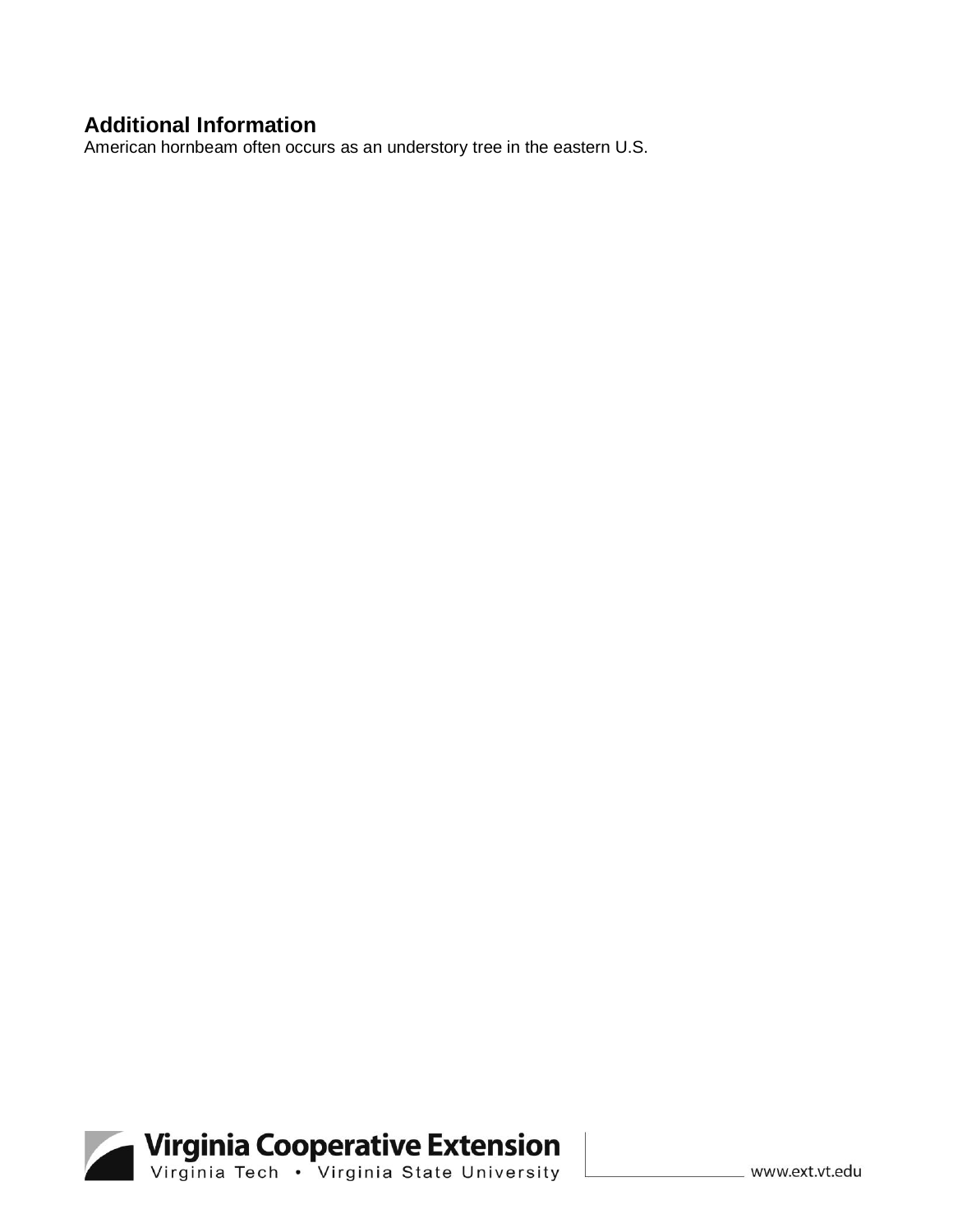## Additional Information

American hornbeam often occurs as an understory tree in the eastern U.S.

Virginia Cooperative Extension
Virginia Tech • Virginia State University

www.ext.vt.edu